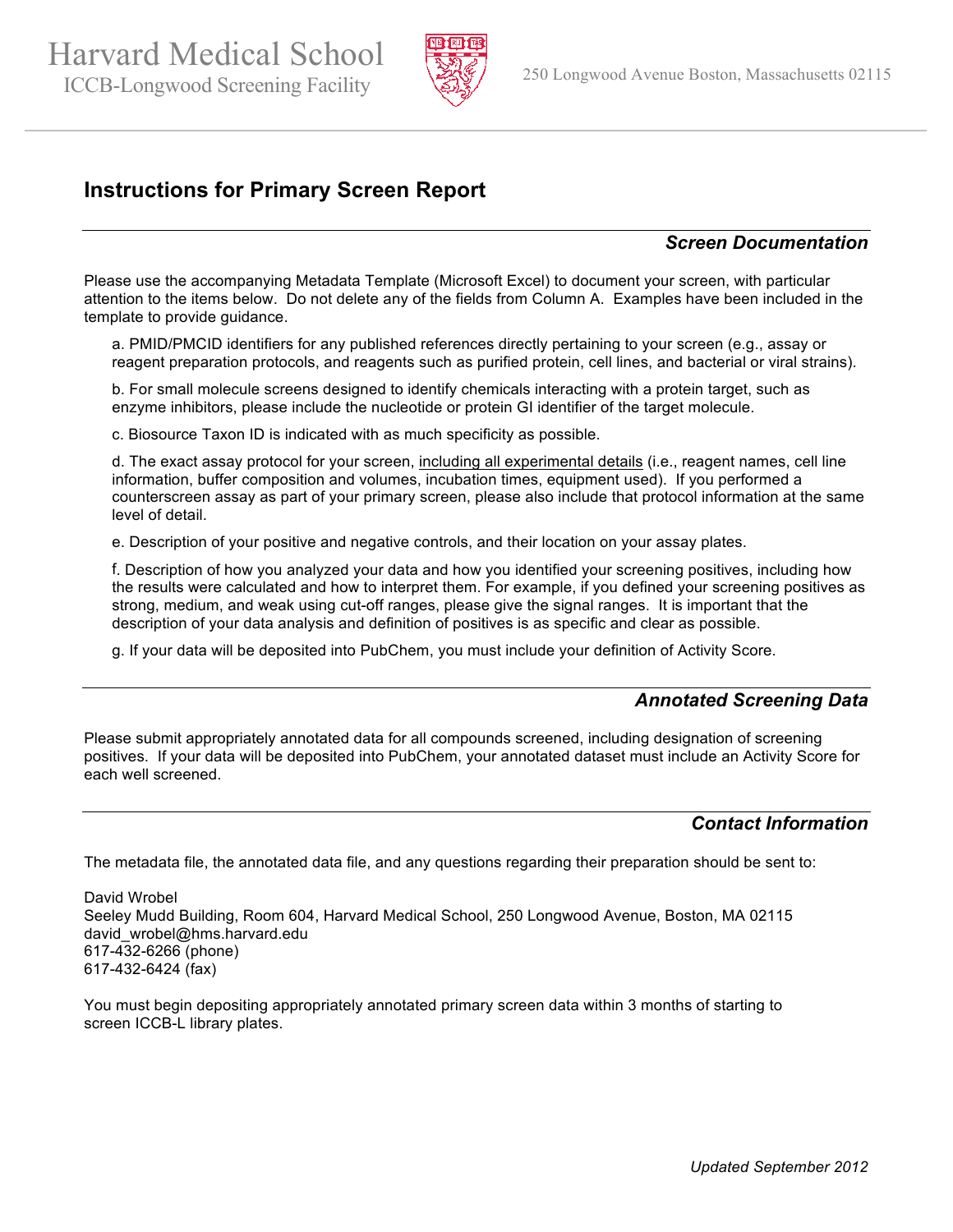Harvard Medical School
ICCB-Longwood Screening Facility

250 Longwood Avenue Boston, Massachusetts 02115

# Instructions for Primary Screen Report

## *Screen Documentation*

Please use the accompanying Metadata Template (Microsoft Excel) to document your screen, with particular attention to the items below. Do not delete any of the fields from Column A. Examples have been included in the template to provide guidance.

a. PMID/PMCID identifiers for any published references directly pertaining to your screen (e.g., assay or reagent preparation protocols, and reagents such as purified protein, cell lines, and bacterial or viral strains).

b. For small molecule screens designed to identify chemicals interacting with a protein target, such as enzyme inhibitors, please include the nucleotide or protein GI identifier of the target molecule.

c. Biosource Taxon ID is indicated with as much specificity as possible.

d. The exact assay protocol for your screen, including all experimental details (i.e., reagent names, cell line information, buffer composition and volumes, incubation times, equipment used). If you performed a counterscreen assay as part of your primary screen, please also include that protocol information at the same level of detail.

e. Description of your positive and negative controls, and their location on your assay plates.

f. Description of how you analyzed your data and how you identified your screening positives, including how the results were calculated and how to interpret them. For example, if you defined your screening positives as strong, medium, and weak using cut-off ranges, please give the signal ranges. It is important that the description of your data analysis and definition of positives is as specific and clear as possible.

g. If your data will be deposited into PubChem, you must include your definition of Activity Score.

## *Annotated Screening Data*

Please submit appropriately annotated data for all compounds screened, including designation of screening positives. If your data will be deposited into PubChem, your annotated dataset must include an Activity Score for each well screened.

## *Contact Information*

The metadata file, the annotated data file, and any questions regarding their preparation should be sent to:

David Wrobel
Seeley Mudd Building, Room 604, Harvard Medical School, 250 Longwood Avenue, Boston, MA 02115
david_wrobel@hms.harvard.edu
617-432-6266 (phone)
617-432-6424 (fax)

You must begin depositing appropriately annotated primary screen data within 3 months of starting to screen ICCB-L library plates.

*Updated September 2012*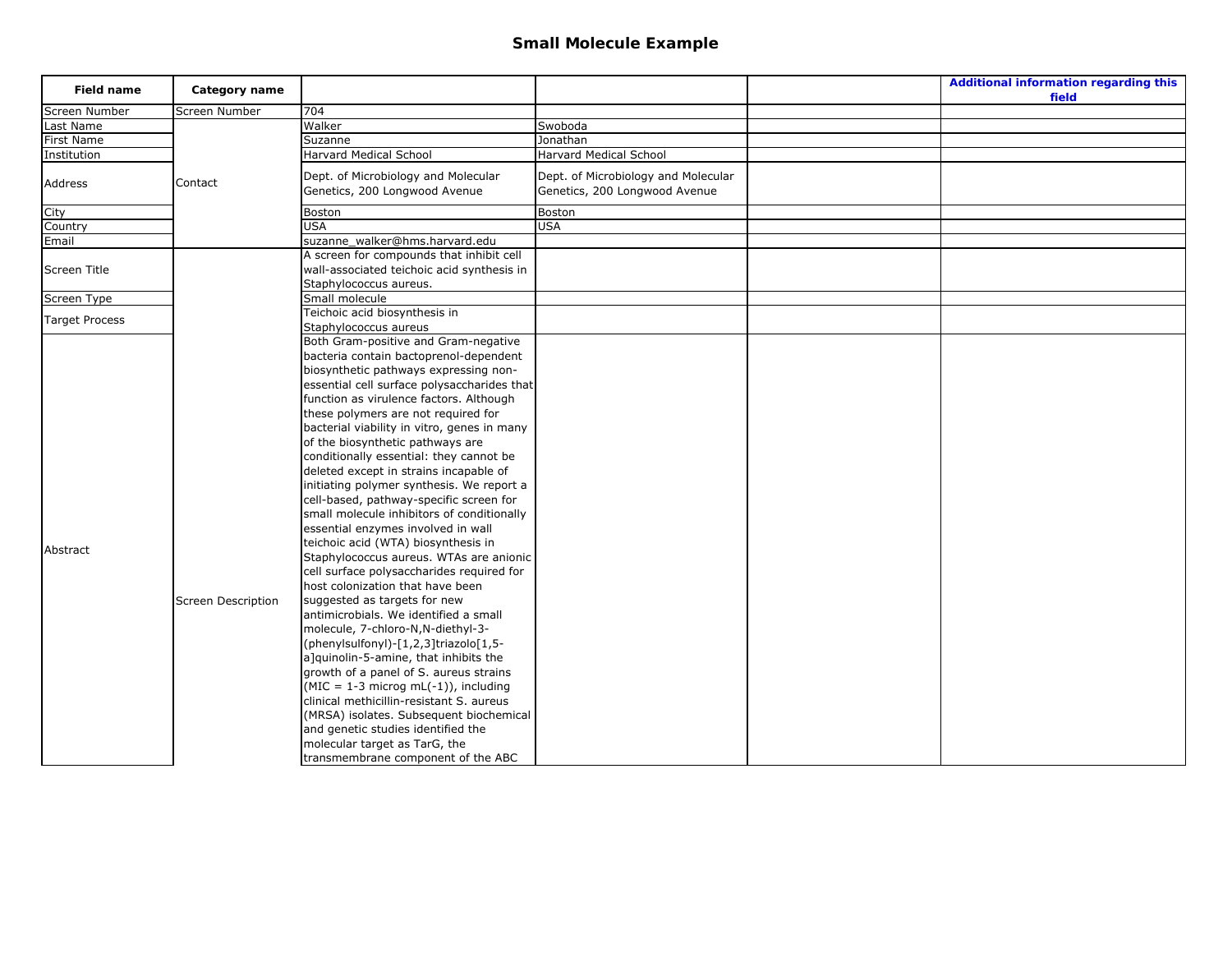# Small Molecule Example

| Field name | Category name | | | | Additional information regarding this field |
|---|---|---|---|---|---|
| Screen Number | Screen Number | 704 | | | |
| Last Name | Contact | Walker | Swoboda | | |
| First Name | | Suzanne | Jonathan | | |
| Institution | | Harvard Medical School | Harvard Medical School | | |
| Address | | Dept. of Microbiology and Molecular Genetics, 200 Longwood Avenue | Dept. of Microbiology and Molecular Genetics, 200 Longwood Avenue | | |
| City | | Boston | Boston | | |
| Country | | USA | USA | | |
| Email | | suzanne_walker@hms.harvard.edu | | | |
| Screen Title | Screen Description | A screen for compounds that inhibit cell wall-associated teichoic acid synthesis in Staphylococcus aureus. | | | |
| Screen Type | | Small molecule | | | |
| Target Process | | Teichoic acid biosynthesis in Staphylococcus aureus | | | |
| Abstract | | Both Gram-positive and Gram-negative bacteria contain bactoprenol-dependent biosynthetic pathways expressing non-essential cell surface polysaccharides that function as virulence factors. Although these polymers are not required for bacterial viability in vitro, genes in many of the biosynthetic pathways are conditionally essential: they cannot be deleted except in strains incapable of initiating polymer synthesis. We report a cell-based, pathway-specific screen for small molecule inhibitors of conditionally essential enzymes involved in wall teichoic acid (WTA) biosynthesis in Staphylococcus aureus. WTAs are anionic cell surface polysaccharides required for host colonization that have been suggested as targets for new antimicrobials. We identified a small molecule, 7-chloro-N,N-diethyl-3-(phenylsulfonyl)-[1,2,3]triazolo[1,5-a]quinolin-5-amine, that inhibits the growth of a panel of S. aureus strains (MIC = 1-3 microg mL(-1)), including clinical methicillin-resistant S. aureus (MRSA) isolates. Subsequent biochemical and genetic studies identified the molecular target as TarG, the transmembrane component of the ABC | | | |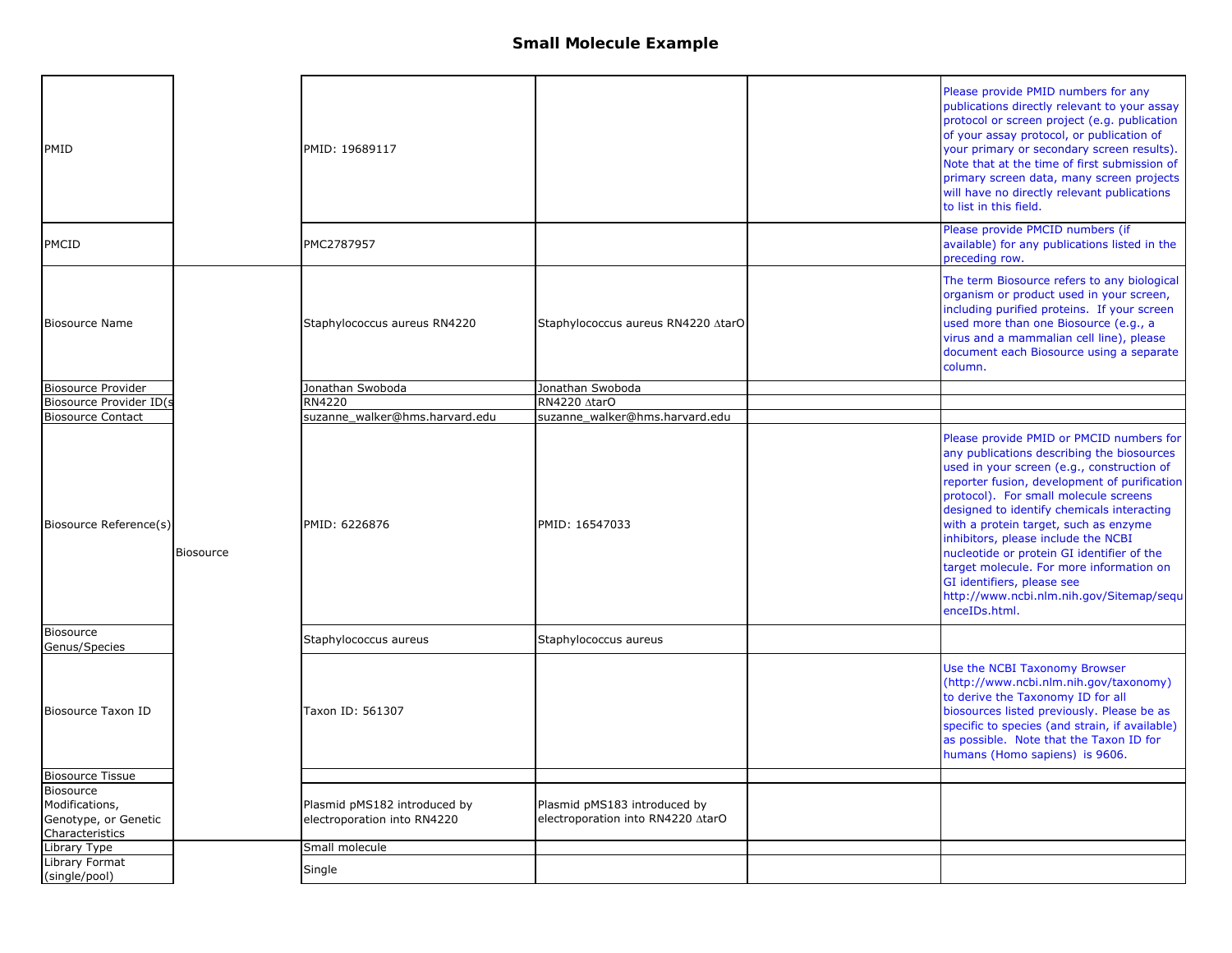# Small Molecule Example

| | | | | | |
|---|---|---|---|---|---|
| PMID | | PMID: 19689117 | | | Please provide PMID numbers for any publications directly relevant to your assay protocol or screen project (e.g. publication of your assay protocol, or publication of your primary or secondary screen results). Note that at the time of first submission of primary screen data, many screen projects will have no directly relevant publications to list in this field. |
| PMCID | | PMC2787957 | | | Please provide PMCID numbers (if available) for any publications listed in the preceding row. |
| Biosource Name | Biosource | Staphylococcus aureus RN4220 | Staphylococcus aureus RN4220 ΔtarO | | The term Biosource refers to any biological organism or product used in your screen, including purified proteins. If your screen used more than one Biosource (e.g., a virus and a mammalian cell line), please document each Biosource using a separate column. |
| Biosource Provider | Biosource | Jonathan Swoboda | Jonathan Swoboda | | |
| Biosource Provider ID(s | Biosource | RN4220 | RN4220 ΔtarO | | |
| Biosource Contact | Biosource | suzanne_walker@hms.harvard.edu | suzanne_walker@hms.harvard.edu | | |
| Biosource Reference(s) | Biosource | PMID: 6226876 | PMID: 16547033 | | Please provide PMID or PMCID numbers for any publications describing the biosources used in your screen (e.g., construction of reporter fusion, development of purification protocol). For small molecule screens designed to identify chemicals interacting with a protein target, such as enzyme inhibitors, please include the NCBI nucleotide or protein GI identifier of the target molecule. For more information on GI identifiers, please see http://www.ncbi.nlm.nih.gov/Sitemap/sequenceIDs.html. |
| Biosource Genus/Species | Biosource | Staphylococcus aureus | Staphylococcus aureus | | |
| Biosource Taxon ID | Biosource | Taxon ID: 561307 | | | Use the NCBI Taxonomy Browser (http://www.ncbi.nlm.nih.gov/taxonomy) to derive the Taxonomy ID for all biosources listed previously. Please be as specific to species (and strain, if available) as possible. Note that the Taxon ID for humans (Homo sapiens) is 9606. |
| Biosource Tissue | Biosource | | | | |
| Biosource Modifications, Genotype, or Genetic Characteristics | Biosource | Plasmid pMS182 introduced by electroporation into RN4220 | Plasmid pMS183 introduced by electroporation into RN4220 ΔtarO | | |
| Library Type | | Small molecule | | | |
| Library Format (single/pool) | | Single | | | |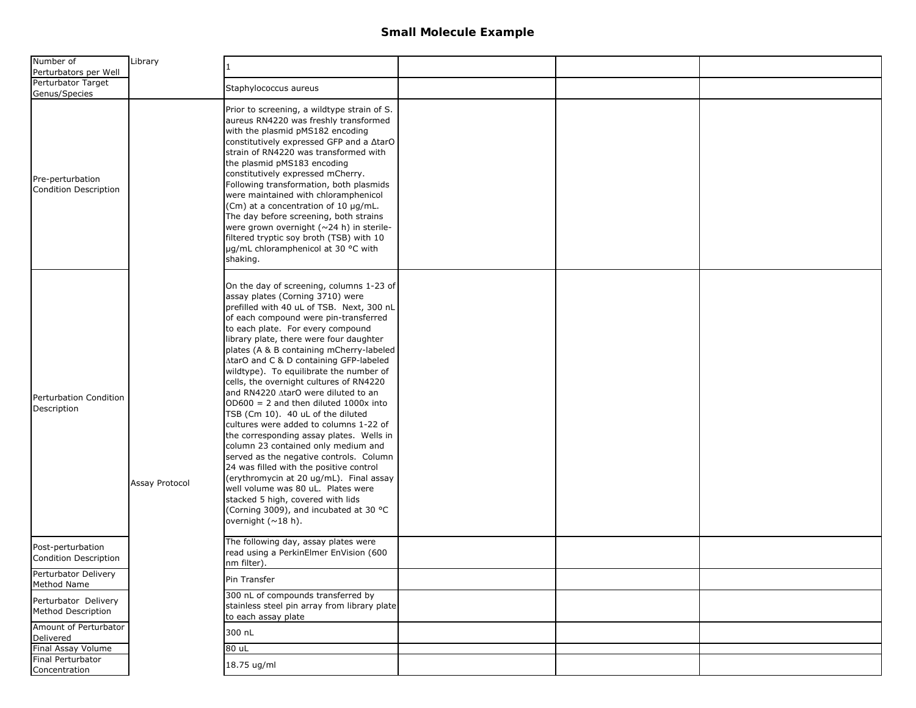## Small Molecule Example

| | | | | | |
|---|---|---|---|---|---|
| Number of Perturbators per Well | Library | 1 | | | |
| Perturbator Target Genus/Species | | Staphylococcus aureus | | | |
| Pre-perturbation Condition Description | Assay Protocol | Prior to screening, a wildtype strain of S. aureus RN4220 was freshly transformed with the plasmid pMS182 encoding constitutively expressed GFP and a ΔtarO strain of RN4220 was transformed with the plasmid pMS183 encoding constitutively expressed mCherry. Following transformation, both plasmids were maintained with chloramphenicol (Cm) at a concentration of 10 µg/mL. The day before screening, both strains were grown overnight (~24 h) in sterile-filtered tryptic soy broth (TSB) with 10 µg/mL chloramphenicol at 30 °C with shaking. | | | |
| Perturbation Condition Description | | On the day of screening, columns 1-23 of assay plates (Corning 3710) were prefilled with 40 uL of TSB. Next, 300 nL of each compound were pin-transferred to each plate. For every compound library plate, there were four daughter plates (A & B containing mCherry-labeled ΔtarO and C & D containing GFP-labeled wildtype). To equilibrate the number of cells, the overnight cultures of RN4220 and RN4220 ΔtarO were diluted to an OD600 = 2 and then diluted 1000x into TSB (Cm 10). 40 uL of the diluted cultures were added to columns 1-22 of the corresponding assay plates. Wells in column 23 contained only medium and served as the negative controls. Column 24 was filled with the positive control (erythromycin at 20 ug/mL). Final assay well volume was 80 uL. Plates were stacked 5 high, covered with lids (Corning 3009), and incubated at 30 °C overnight (~18 h). | | | |
| Post-perturbation Condition Description | | The following day, assay plates were read using a PerkinElmer EnVision (600 nm filter). | | | |
| Perturbator Delivery Method Name | | Pin Transfer | | | |
| Perturbator Delivery Method Description | | 300 nL of compounds transferred by stainless steel pin array from library plate to each assay plate | | | |
| Amount of Perturbator Delivered | | 300 nL | | | |
| Final Assay Volume | | 80 uL | | | |
| Final Perturbator Concentration | | 18.75 ug/ml | | | |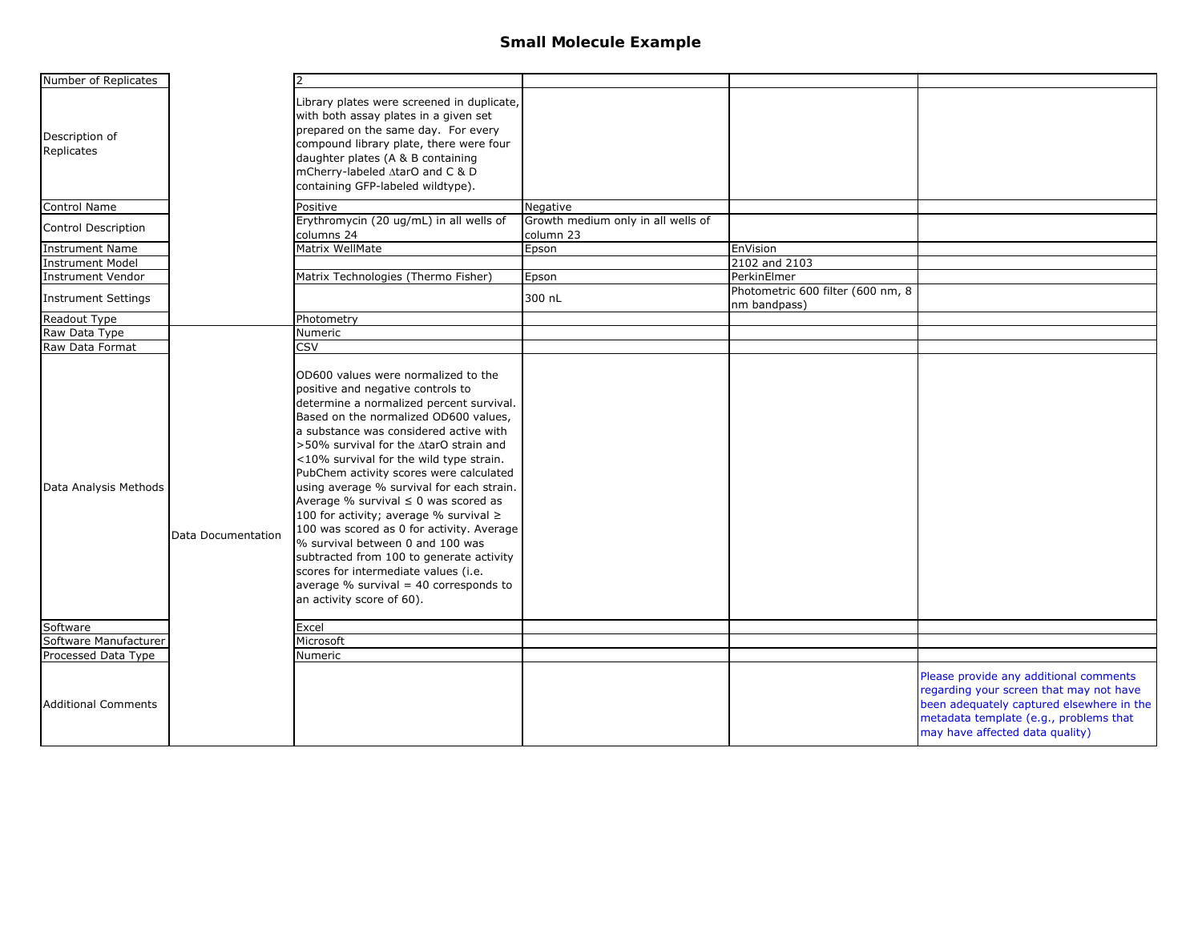# Small Molecule Example

| | | | | | |
|---|---|---|---|---|---|
| Number of Replicates | | 2 | | | |
| Description of Replicates | | Library plates were screened in duplicate, with both assay plates in a given set prepared on the same day. For every compound library plate, there were four daughter plates (A & B containing mCherry-labeled ∆tarO and C & D containing GFP-labeled wildtype). | | | |
| Control Name | | Positive | Negative | | |
| Control Description | | Erythromycin (20 ug/mL) in all wells of columns 24 | Growth medium only in all wells of column 23 | | |
| Instrument Name | | Matrix WellMate | Epson | EnVision | |
| Instrument Model | | | | 2102 and 2103 | |
| Instrument Vendor | | Matrix Technologies (Thermo Fisher) | Epson | PerkinElmer | |
| Instrument Settings | | | 300 nL | Photometric 600 filter (600 nm, 8 nm bandpass) | |
| Readout Type | | Photometry | | | |
| Raw Data Type | Data Documentation | Numeric | | | |
| Raw Data Format | | CSV | | | |
| Data Analysis Methods | | OD600 values were normalized to the positive and negative controls to determine a normalized percent survival. Based on the normalized OD600 values, a substance was considered active with >50% survival for the ∆tarO strain and <10% survival for the wild type strain. PubChem activity scores were calculated using average % survival for each strain. Average % survival ≤ 0 was scored as 100 for activity; average % survival ≥ 100 was scored as 0 for activity. Average % survival between 0 and 100 was subtracted from 100 to generate activity scores for intermediate values (i.e. average % survival = 40 corresponds to an activity score of 60). | | | |
| Software | | Excel | | | |
| Software Manufacturer | | Microsoft | | | |
| Processed Data Type | | Numeric | | | |
| Additional Comments | | | | | Please provide any additional comments regarding your screen that may not have been adequately captured elsewhere in the metadata template (e.g., problems that may have affected data quality) |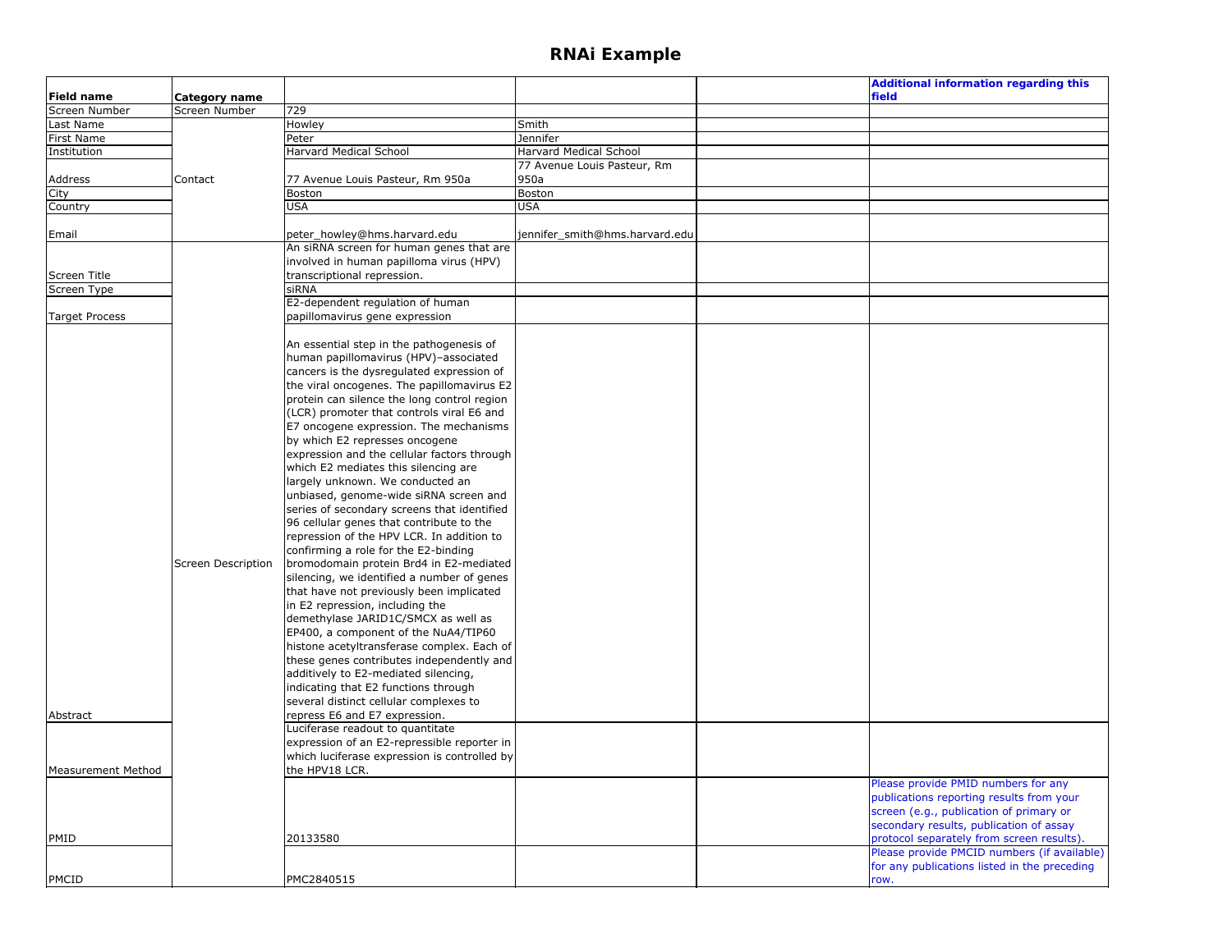# RNAi Example

| Field name | Category name | | | | Additional information regarding this field |
|---|---|---|---|---|---|
| Screen Number | Screen Number | 729 | | | |
| Last Name | Contact | Howley | Smith | | |
| First Name | | Peter | Jennifer | | |
| Institution | | Harvard Medical School | Harvard Medical School | | |
| Address | | 77 Avenue Louis Pasteur, Rm 950a | 77 Avenue Louis Pasteur, Rm 950a | | |
| City | | Boston | Boston | | |
| Country | | USA | USA | | |
| Email | | peter_howley@hms.harvard.edu | jennifer_smith@hms.harvard.edu | | |
| Screen Title | Screen Description | An siRNA screen for human genes that are involved in human papilloma virus (HPV) transcriptional repression. | | | |
| Screen Type | | siRNA | | | |
| Target Process | | E2-dependent regulation of human papillomavirus gene expression | | | |
| Abstract | | An essential step in the pathogenesis of human papillomavirus (HPV)–associated cancers is the dysregulated expression of the viral oncogenes. The papillomavirus E2 protein can silence the long control region (LCR) promoter that controls viral E6 and E7 oncogene expression. The mechanisms by which E2 represses oncogene expression and the cellular factors through which E2 mediates this silencing are largely unknown. We conducted an unbiased, genome-wide siRNA screen and series of secondary screens that identified 96 cellular genes that contribute to the repression of the HPV LCR. In addition to confirming a role for the E2-binding bromodomain protein Brd4 in E2-mediated silencing, we identified a number of genes that have not previously been implicated in E2 repression, including the demethylase JARID1C/SMCX as well as EP400, a component of the NuA4/TIP60 histone acetyltransferase complex. Each of these genes contributes independently and additively to E2-mediated silencing, indicating that E2 functions through several distinct cellular complexes to repress E6 and E7 expression. | | | |
| Measurement Method | | Luciferase readout to quantitate expression of an E2-repressible reporter in which luciferase expression is controlled by the HPV18 LCR. | | | |
| PMID | | 20133580 | | | Please provide PMID numbers for any publications reporting results from your screen (e.g., publication of primary or secondary results, publication of assay protocol separately from screen results). |
| PMCID | | PMC2840515 | | | Please provide PMCID numbers (if available) for any publications listed in the preceding row. |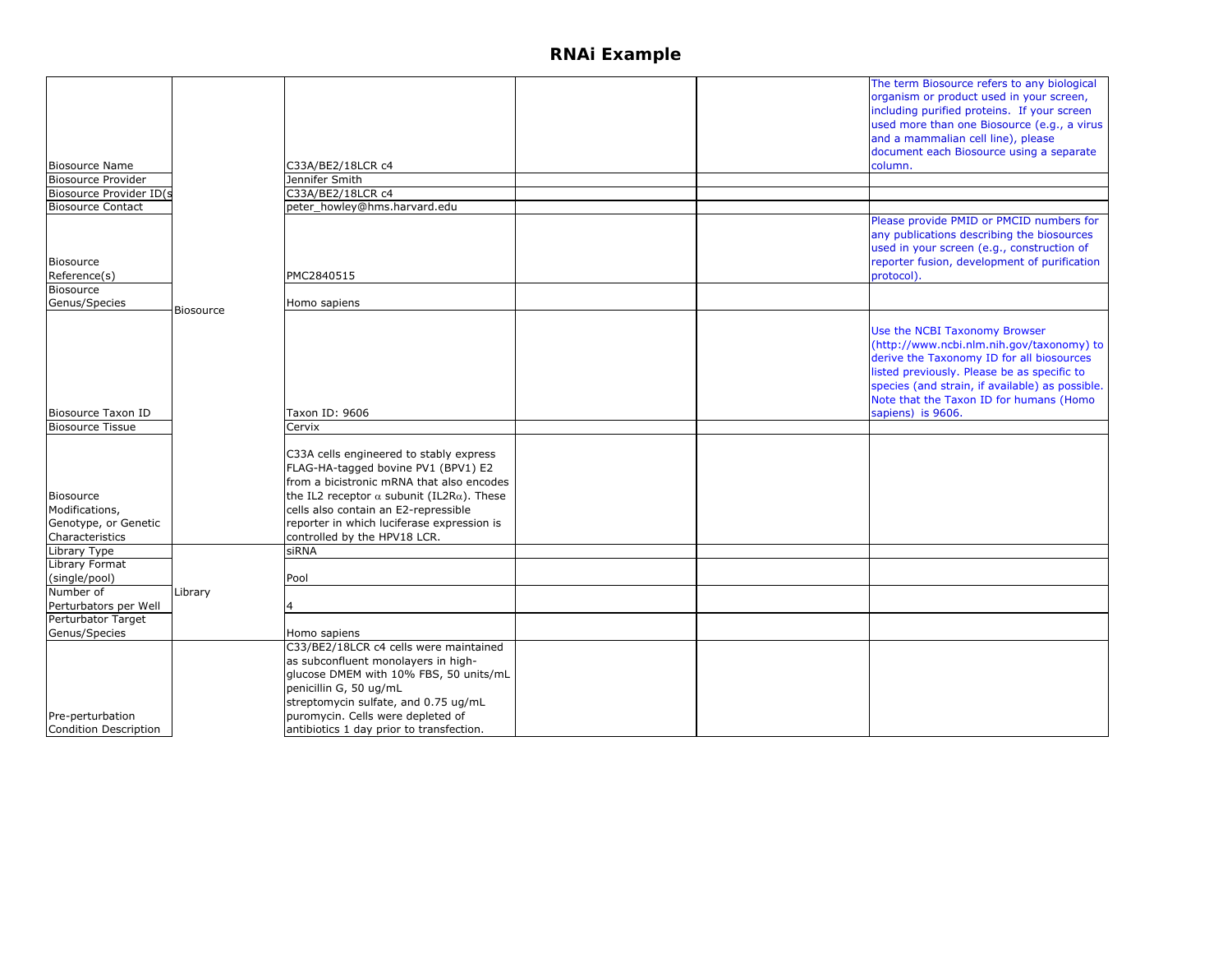# RNAi Example

| | | | | | |
|---|---|---|---|---|---|
| Biosource Name | Biosource | C33A/BE2/18LCR c4 | | | The term Biosource refers to any biological organism or product used in your screen, including purified proteins. If your screen used more than one Biosource (e.g., a virus and a mammalian cell line), please document each Biosource using a separate column. |
| Biosource Provider | | Jennifer Smith | | | |
| Biosource Provider ID(s | | C33A/BE2/18LCR c4 | | | |
| Biosource Contact | | peter_howley@hms.harvard.edu | | | |
| Biosource Reference(s) | | PMC2840515 | | | Please provide PMID or PMCID numbers for any publications describing the biosources used in your screen (e.g., construction of reporter fusion, development of purification protocol). |
| Biosource Genus/Species | | Homo sapiens | | | |
| Biosource Taxon ID | | Taxon ID: 9606 | | | Use the NCBI Taxonomy Browser (http://www.ncbi.nlm.nih.gov/taxonomy) to derive the Taxonomy ID for all biosources listed previously. Please be as specific to species (and strain, if available) as possible. Note that the Taxon ID for humans (Homo sapiens) is 9606. |
| Biosource Tissue | | Cervix | | | |
| Biosource Modifications, Genotype, or Genetic Characteristics | | C33A cells engineered to stably express FLAG-HA-tagged bovine PV1 (BPV1) E2 from a bicistronic mRNA that also encodes the IL2 receptor $\alpha$ subunit (IL2R$\alpha$). These cells also contain an E2-repressible reporter in which luciferase expression is controlled by the HPV18 LCR. | | | |
| Library Type | Library | siRNA | | | |
| Library Format (single/pool) | | Pool | | | |
| Number of Perturbators per Well | | 4 | | | |
| Perturbator Target Genus/Species | | Homo sapiens | | | |
| Pre-perturbation Condition Description | | C33/BE2/18LCR c4 cells were maintained as subconfluent monolayers in high-glucose DMEM with 10% FBS, 50 units/mL penicillin G, 50 ug/mL streptomycin sulfate, and 0.75 ug/mL puromycin. Cells were depleted of antibiotics 1 day prior to transfection. | | | |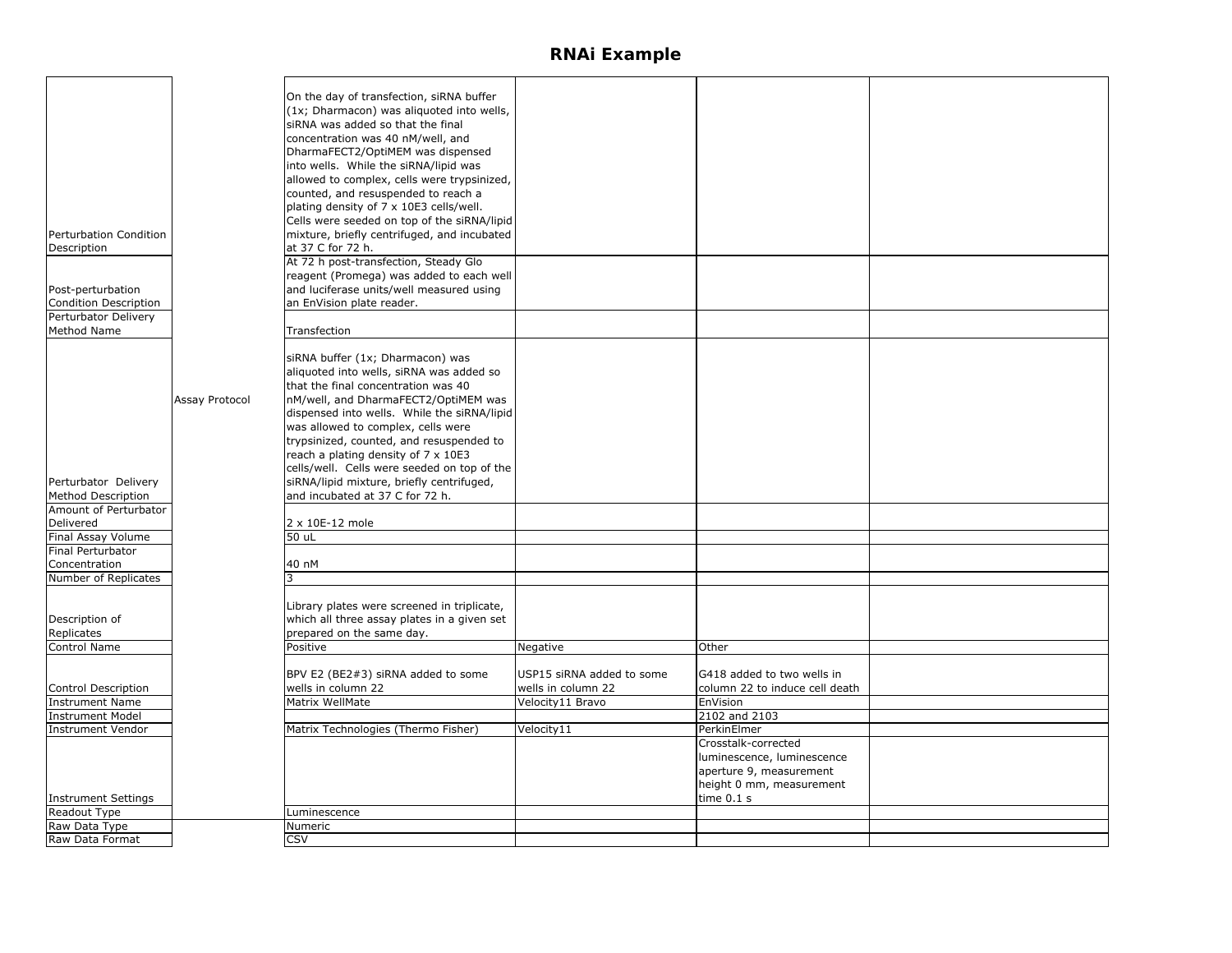# RNAi Example

| | | | | | |
|---|---|---|---|---|---|
| Perturbation Condition Description | Assay Protocol | On the day of transfection, siRNA buffer (1x; Dharmacon) was aliquoted into wells, siRNA was added so that the final concentration was 40 nM/well, and DharmaFECT2/OptiMEM was dispensed into wells. While the siRNA/lipid was allowed to complex, cells were trypsinized, counted, and resuspended to reach a plating density of 7 x 10E3 cells/well. Cells were seeded on top of the siRNA/lipid mixture, briefly centrifuged, and incubated at 37 C for 72 h. | | | |
| Post-perturbation Condition Description | | At 72 h post-transfection, Steady Glo reagent (Promega) was added to each well and luciferase units/well measured using an EnVision plate reader. | | | |
| Perturbator Delivery Method Name | | Transfection | | | |
| Perturbator Delivery Method Description | | siRNA buffer (1x; Dharmacon) was aliquoted into wells, siRNA was added so that the final concentration was 40 nM/well, and DharmaFECT2/OptiMEM was dispensed into wells. While the siRNA/lipid was allowed to complex, cells were trypsinized, counted, and resuspended to reach a plating density of 7 x 10E3 cells/well. Cells were seeded on top of the siRNA/lipid mixture, briefly centrifuged, and incubated at 37 C for 72 h. | | | |
| Amount of Perturbator Delivered | | 2 x 10E-12 mole | | | |
| Final Assay Volume | | 50 uL | | | |
| Final Perturbator Concentration | | 40 nM | | | |
| Number of Replicates | | 3 | | | |
| Description of Replicates | | Library plates were screened in triplicate, which all three assay plates in a given set prepared on the same day. | | | |
| Control Name | | Positive | Negative | Other | |
| Control Description | | BPV E2 (BE2#3) siRNA added to some wells in column 22 | USP15 siRNA added to some wells in column 22 | G418 added to two wells in column 22 to induce cell death | |
| Instrument Name | | Matrix WellMate | Velocity11 Bravo | EnVision | |
| Instrument Model | | | | 2102 and 2103 | |
| Instrument Vendor | | Matrix Technologies (Thermo Fisher) | Velocity11 | PerkinElmer | |
| Instrument Settings | | | | Crosstalk-corrected luminescence, luminescence aperture 9, measurement height 0 mm, measurement time 0.1 s | |
| Readout Type | | Luminescence | | | |
| Raw Data Type | | Numeric | | | |
| Raw Data Format | | CSV | | | |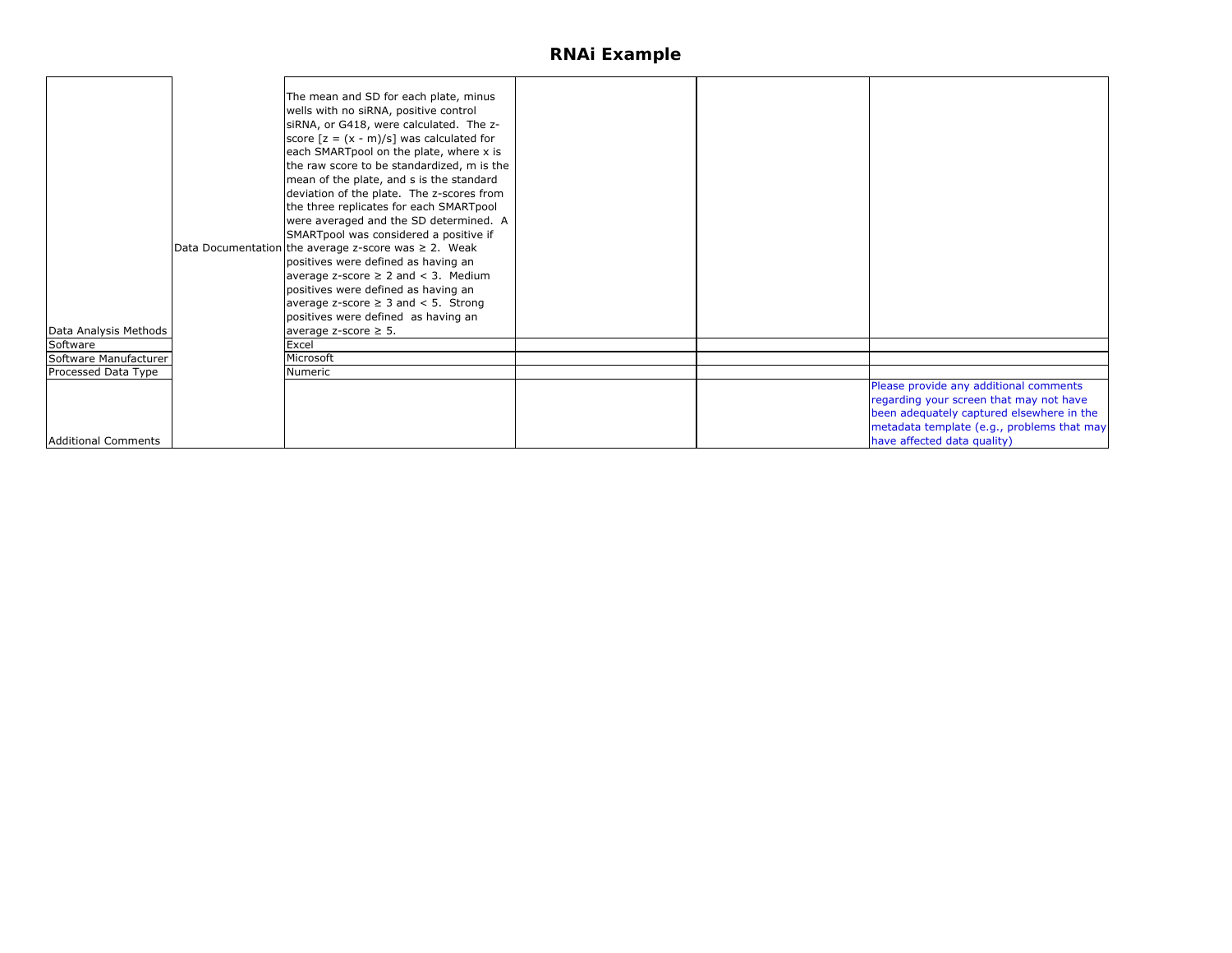# RNAi Example

| | | | | | |
|---|---|---|---|---|---|
| Data Analysis Methods | Data Documentation | The mean and SD for each plate, minus wells with no siRNA, positive control siRNA, or G418, were calculated. The z-score [$z = (x - m)/s$] was calculated for each SMARTpool on the plate, where x is the raw score to be standardized, m is the mean of the plate, and s is the standard deviation of the plate. The z-scores from the three replicates for each SMARTpool were averaged and the SD determined. A SMARTpool was considered a positive if the average z-score was ≥ 2. Weak positives were defined as having an average z-score ≥ 2 and < 3. Medium positives were defined as having an average z-score ≥ 3 and < 5. Strong positives were defined as having an average z-score ≥ 5. | | | |
| Software | | Excel | | | |
| Software Manufacturer | | Microsoft | | | |
| Processed Data Type | | Numeric | | | |
| Additional Comments | | | | | Please provide any additional comments regarding your screen that may not have been adequately captured elsewhere in the metadata template (e.g., problems that may have affected data quality) |